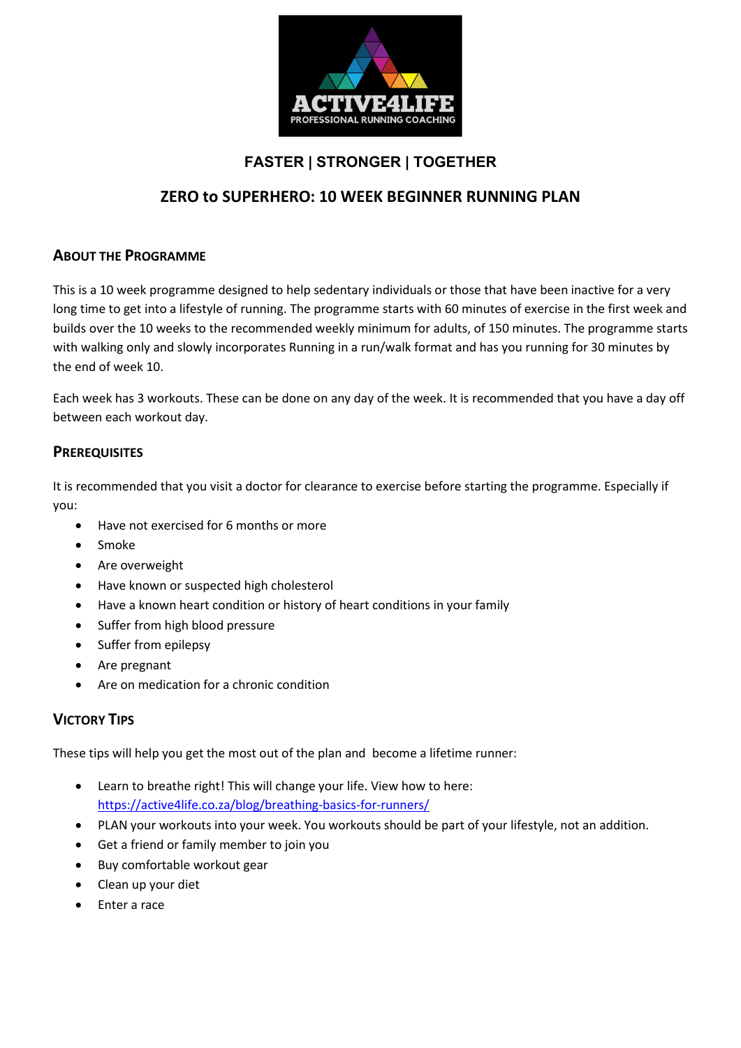ACTIVE4LIFE
PROFESSIONAL RUNNING COACHING

**FASTER | STRONGER | TOGETHER**

# ZERO to SUPERHERO: 10 WEEK BEGINNER RUNNING PLAN

## About the Programme

This is a 10 week programme designed to help sedentary individuals or those that have been inactive for a very long time to get into a lifestyle of running. The programme starts with 60 minutes of exercise in the first week and builds over the 10 weeks to the recommended weekly minimum for adults, of 150 minutes. The programme starts with walking only and slowly incorporates Running in a run/walk format and has you running for 30 minutes by the end of week 10.

Each week has 3 workouts. These can be done on any day of the week. It is recommended that you have a day off between each workout day.

## Prerequisites

It is recommended that you visit a doctor for clearance to exercise before starting the programme. Especially if you:

- Have not exercised for 6 months or more
- Smoke
- Are overweight
- Have known or suspected high cholesterol
- Have a known heart condition or history of heart conditions in your family
- Suffer from high blood pressure
- Suffer from epilepsy
- Are pregnant
- Are on medication for a chronic condition

## Victory Tips

These tips will help you get the most out of the plan and become a lifetime runner:

- Learn to breathe right! This will change your life. View how to here: https://active4life.co.za/blog/breathing-basics-for-runners/
- PLAN your workouts into your week. You workouts should be part of your lifestyle, not an addition.
- Get a friend or family member to join you
- Buy comfortable workout gear
- Clean up your diet
- Enter a race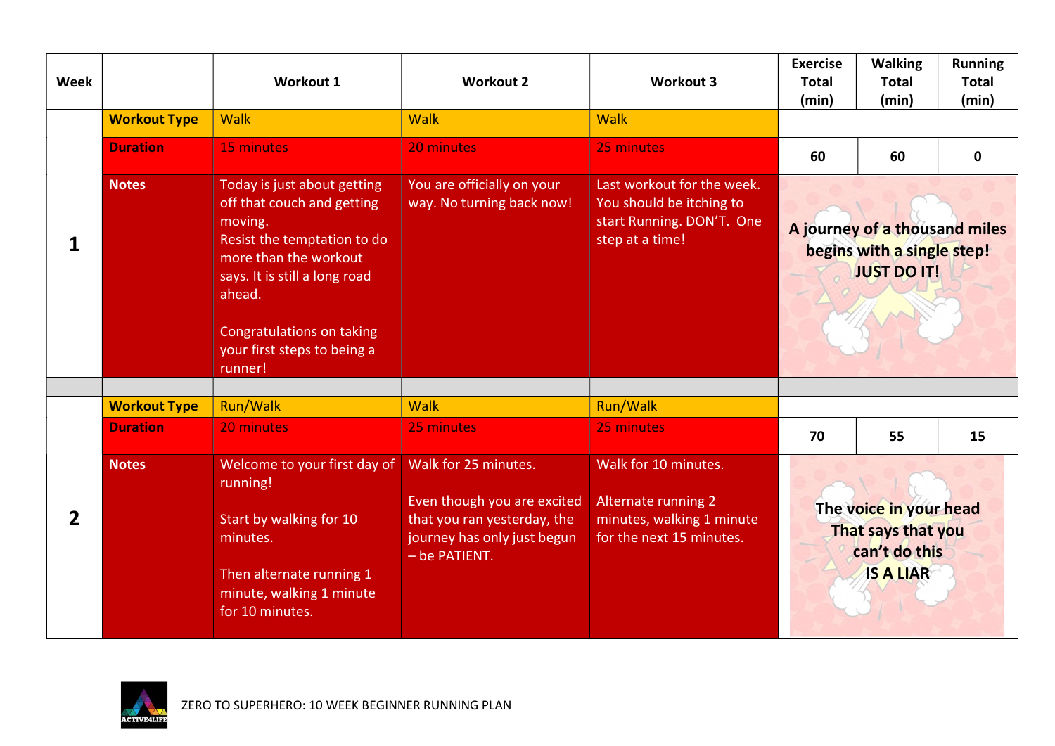| Week | | Workout 1 | Workout 2 | Workout 3 | Exercise Total (min) | Walking Total (min) | Running Total (min) |
|---|---|---|---|---|---|---|---|
| 1 | **Workout Type** | Walk | Walk | Walk | | | |
| | **Duration** | 15 minutes | 20 minutes | 25 minutes | 60 | 60 | 0 |
| | **Notes** | Today is just about getting off that couch and getting moving. Resist the temptation to do more than the workout says. It is still a long road ahead.<br><br>Congratulations on taking your first steps to being a runner! | You are officially on your way. No turning back now! | Last workout for the week. You should be itching to start Running. DON'T. One step at a time! | **A journey of a thousand miles begins with a single step! JUST DO IT!** | | |
| | | | | | | | |
| 2 | **Workout Type** | Run/Walk | Walk | Run/Walk | | | |
| | **Duration** | 20 minutes | 25 minutes | 25 minutes | 70 | 55 | 15 |
| | **Notes** | Welcome to your first day of running!<br><br>Start by walking for 10 minutes.<br><br>Then alternate running 1 minute, walking 1 minute for 10 minutes. | Walk for 25 minutes.<br><br>Even though you are excited that you ran yesterday, the journey has only just begun – be PATIENT. | Walk for 10 minutes.<br><br>Alternate running 2 minutes, walking 1 minute for the next 15 minutes. | **The voice in your head That says that you can't do this IS A LIAR** | | |

ZERO TO SUPERHERO: 10 WEEK BEGINNER RUNNING PLAN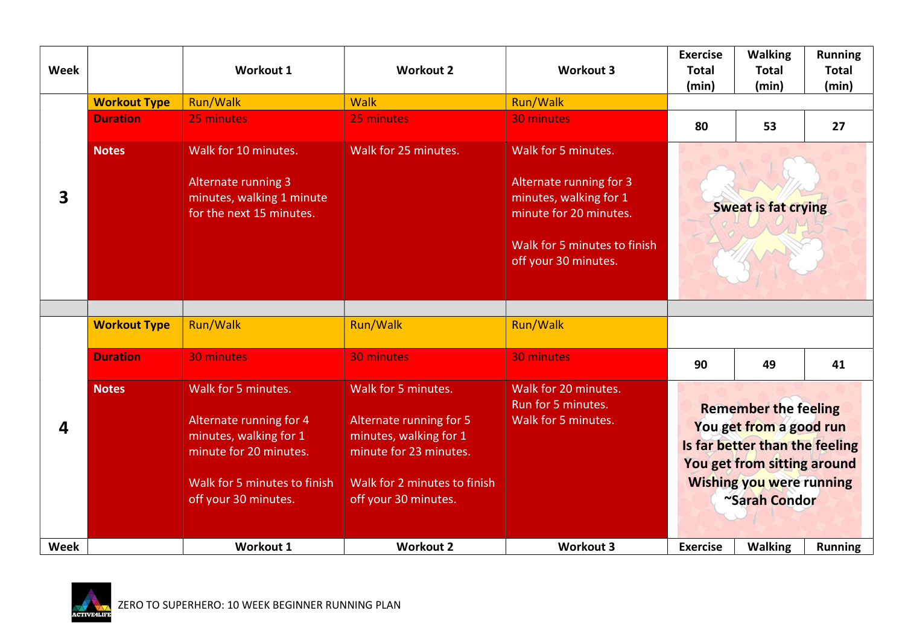| Week | | Workout 1 | Workout 2 | Workout 3 | Exercise Total (min) | Walking Total (min) | Running Total (min) |
|---|---|---|---|---|---|---|---|
| 3 | **Workout Type** | Run/Walk | Walk | Run/Walk | | | |
| | **Duration** | 25 minutes | 25 minutes | 30 minutes | 80 | 53 | 27 |
| | **Notes** | Walk for 10 minutes.<br><br>Alternate running 3 minutes, walking 1 minute for the next 15 minutes. | Walk for 25 minutes. | Walk for 5 minutes.<br><br>Alternate running for 3 minutes, walking for 1 minute for 20 minutes.<br><br>Walk for 5 minutes to finish off your 30 minutes. | **Sweat is fat crying** | | |
| | | | | | | | |
| 4 | **Workout Type** | Run/Walk | Run/Walk | Run/Walk | | | |
| | **Duration** | 30 minutes | 30 minutes | 30 minutes | 90 | 49 | 41 |
| | **Notes** | Walk for 5 minutes.<br><br>Alternate running for 4 minutes, walking for 1 minute for 20 minutes.<br><br>Walk for 5 minutes to finish off your 30 minutes. | Walk for 5 minutes.<br><br>Alternate running for 5 minutes, walking for 1 minute for 23 minutes.<br><br>Walk for 2 minutes to finish off your 30 minutes. | Walk for 20 minutes.<br>Run for 5 minutes.<br>Walk for 5 minutes. | **Remember the feeling You get from a good run Is far better than the feeling You get from sitting around Wishing you were running ~Sarah Condor** | | |
| **Week** | | **Workout 1** | **Workout 2** | **Workout 3** | **Exercise** | **Walking** | **Running** |

ZERO TO SUPERHERO: 10 WEEK BEGINNER RUNNING PLAN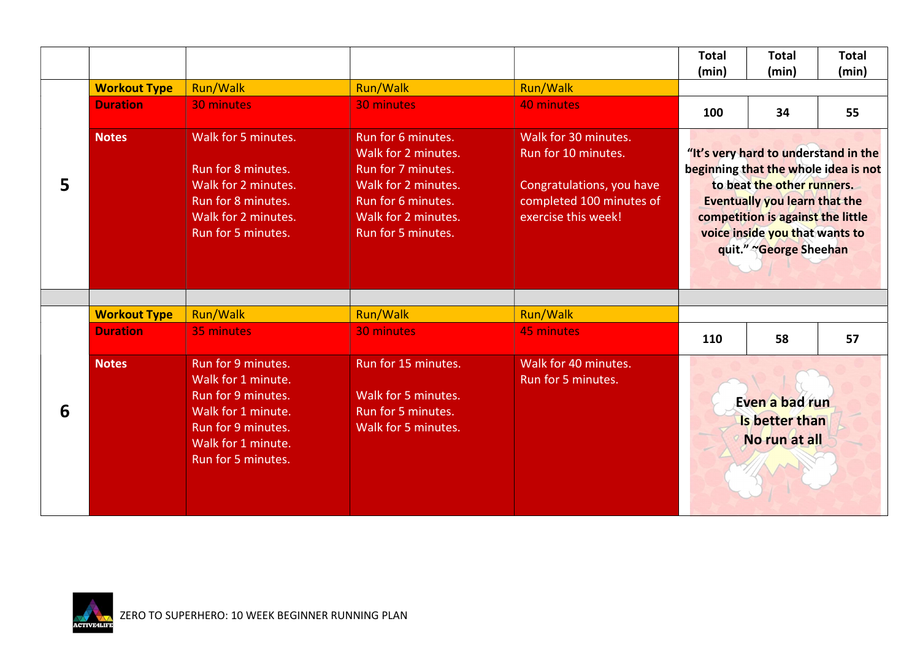| | | | | | Total (min) | Total (min) | Total (min) |
|---|---|---|---|---|---|---|---|
| **5** | **Workout Type** | Run/Walk | Run/Walk | Run/Walk | | | |
| | **Duration** | 30 minutes | 30 minutes | 40 minutes | 100 | 34 | 55 |
| | **Notes** | Walk for 5 minutes.<br><br>Run for 8 minutes.<br>Walk for 2 minutes.<br>Run for 8 minutes.<br>Walk for 2 minutes.<br>Run for 5 minutes. | Run for 6 minutes.<br>Walk for 2 minutes.<br>Run for 7 minutes.<br>Walk for 2 minutes.<br>Run for 6 minutes.<br>Walk for 2 minutes.<br>Run for 5 minutes. | Walk for 30 minutes.<br>Run for 10 minutes.<br><br>Congratulations, you have completed 100 minutes of exercise this week! | **"It's very hard to understand in the beginning that the whole idea is not to beat the other runners. Eventually you learn that the competition is against the little voice inside you that wants to quit." ~George Sheehan** | | |
| | | | | | | | |
| **6** | **Workout Type** | Run/Walk | Run/Walk | Run/Walk | | | |
| | **Duration** | 35 minutes | 30 minutes | 45 minutes | 110 | 58 | 57 |
| | **Notes** | Run for 9 minutes.<br>Walk for 1 minute.<br>Run for 9 minutes.<br>Walk for 1 minute.<br>Run for 9 minutes.<br>Walk for 1 minute.<br>Run for 5 minutes. | Run for 15 minutes.<br><br>Walk for 5 minutes.<br>Run for 5 minutes.<br>Walk for 5 minutes. | Walk for 40 minutes.<br>Run for 5 minutes. | **Even a bad run Is better than No run at all** | | |

ZERO TO SUPERHERO: 10 WEEK BEGINNER RUNNING PLAN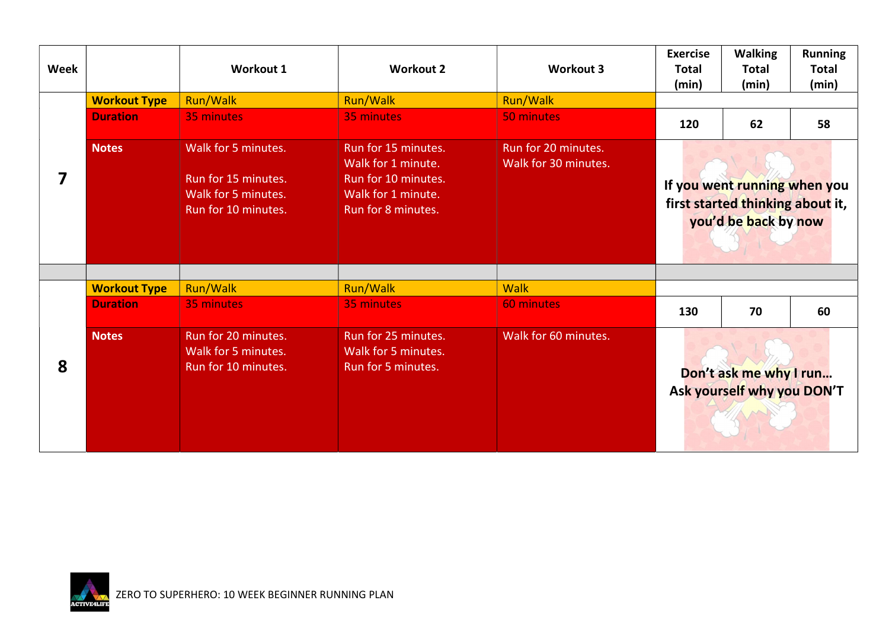| Week | | Workout 1 | Workout 2 | Workout 3 | Exercise Total (min) | Walking Total (min) | Running Total (min) |
|---|---|---|---|---|---|---|---|
| 7 | **Workout Type** | Run/Walk | Run/Walk | Run/Walk | | | |
| | **Duration** | 35 minutes | 35 minutes | 50 minutes | 120 | 62 | 58 |
| | **Notes** | Walk for 5 minutes.<br><br>Run for 15 minutes.<br>Walk for 5 minutes.<br>Run for 10 minutes. | Run for 15 minutes.<br>Walk for 1 minute.<br>Run for 10 minutes.<br>Walk for 1 minute.<br>Run for 8 minutes. | Run for 20 minutes.<br>Walk for 30 minutes. | **If you went running when you first started thinking about it, you'd be back by now** | | |
| | | | | | | | |
| 8 | **Workout Type** | Run/Walk | Run/Walk | Walk | | | |
| | **Duration** | 35 minutes | 35 minutes | 60 minutes | 130 | 70 | 60 |
| | **Notes** | Run for 20 minutes.<br>Walk for 5 minutes.<br>Run for 10 minutes. | Run for 25 minutes.<br>Walk for 5 minutes.<br>Run for 5 minutes. | Walk for 60 minutes. | **Don't ask me why I run… Ask yourself why you DON'T** | | |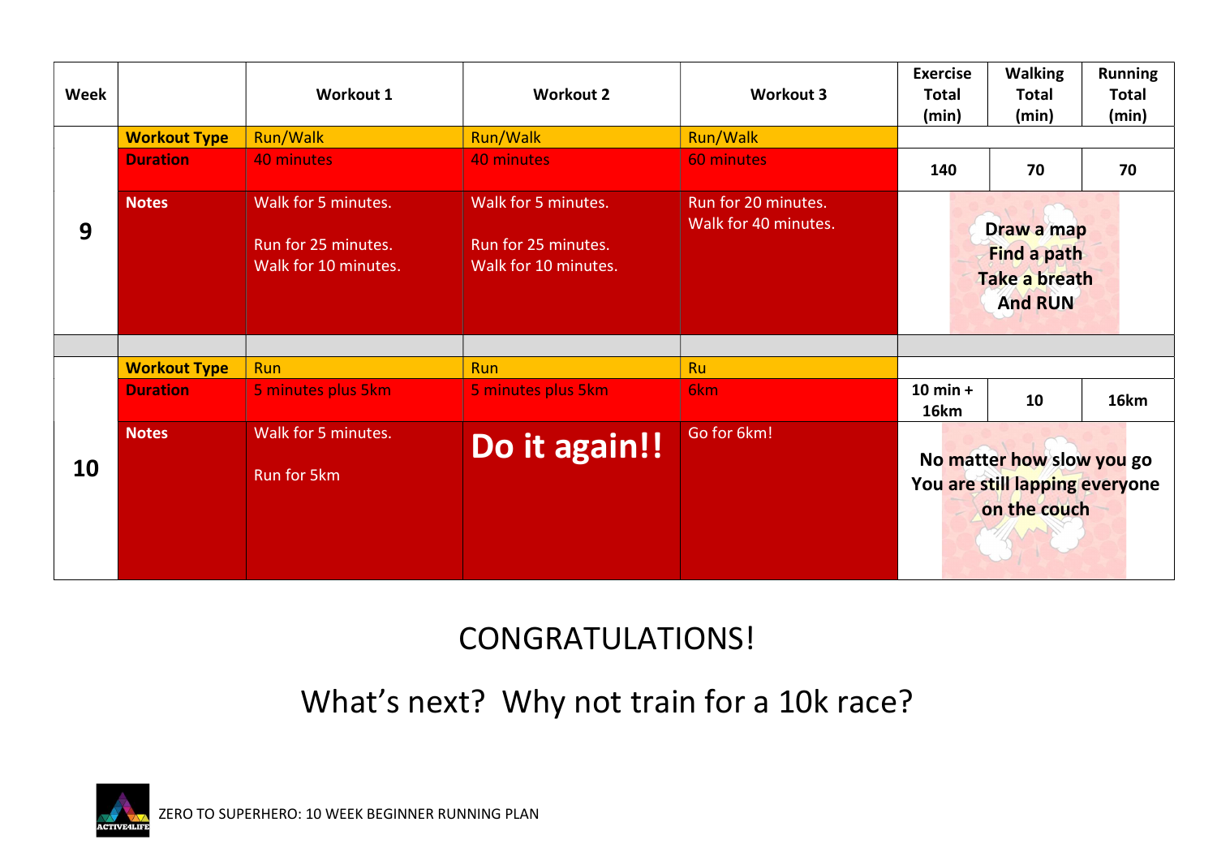| Week | | Workout 1 | Workout 2 | Workout 3 | Exercise Total (min) | Walking Total (min) | Running Total (min) |
|---|---|---|---|---|---|---|---|
| 9 | **Workout Type** | Run/Walk | Run/Walk | Run/Walk | | | |
| | **Duration** | 40 minutes | 40 minutes | 60 minutes | **140** | **70** | **70** |
| | **Notes** | Walk for 5 minutes.<br><br>Run for 25 minutes.<br>Walk for 10 minutes. | Walk for 5 minutes.<br><br>Run for 25 minutes.<br>Walk for 10 minutes. | Run for 20 minutes.<br>Walk for 40 minutes. | **Draw a map<br>Find a path<br>Take a breath<br>And RUN** | | |
| | | | | | | | |
| 10 | **Workout Type** | Run | Run | Ru | | | |
| | **Duration** | 5 minutes plus 5km | 5 minutes plus 5km | 6km | **10 min + 16km** | **10** | **16km** |
| | **Notes** | Walk for 5 minutes.<br><br>Run for 5km | **Do it again!!** | Go for 6km! | **No matter how slow you go<br>You are still lapping everyone on the couch** | | |

CONGRATULATIONS!

What's next? Why not train for a 10k race?

ZERO TO SUPERHERO: 10 WEEK BEGINNER RUNNING PLAN